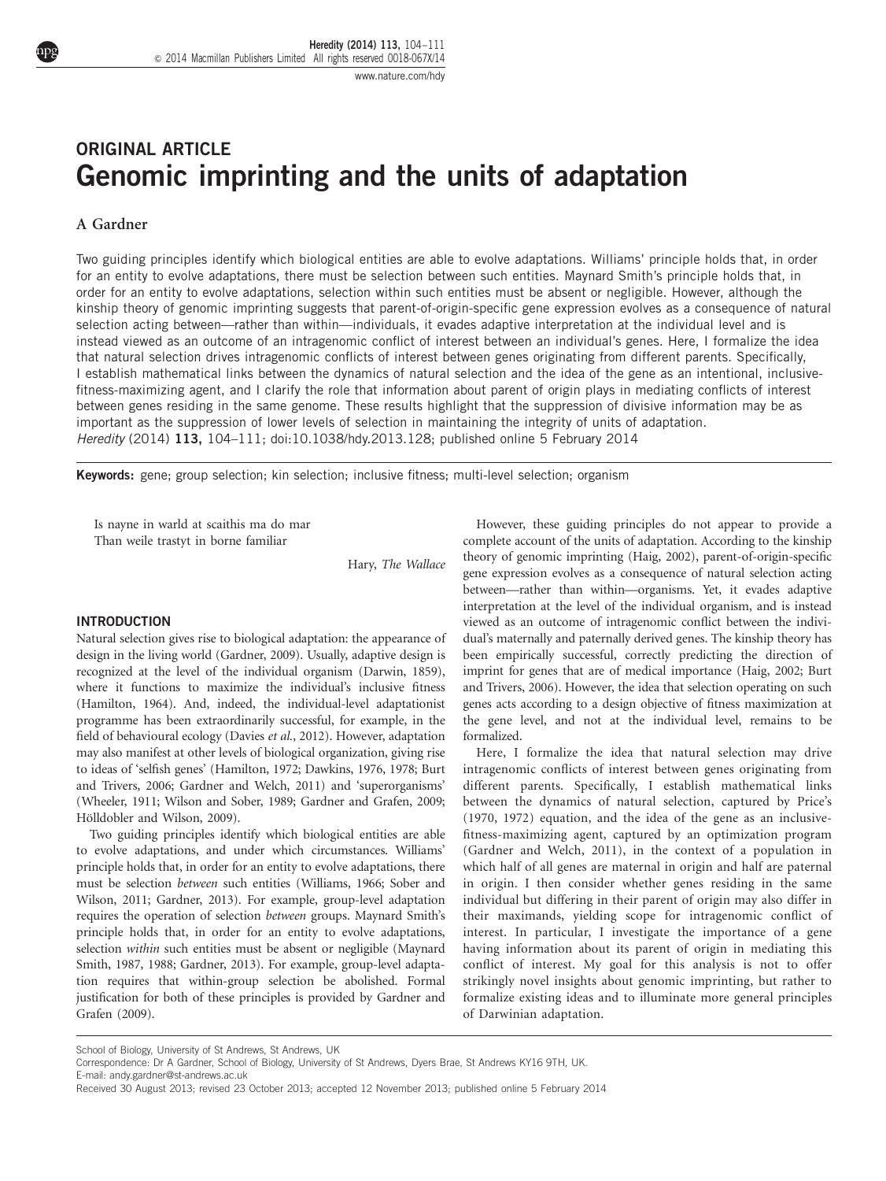ORIGINAL ARTICLE

# Genomic imprinting and the units of adaptation

A Gardner

Two guiding principles identify which biological entities are able to evolve adaptations. Williams' principle holds that, in order for an entity to evolve adaptations, there must be selection between such entities. Maynard Smith's principle holds that, in order for an entity to evolve adaptations, selection within such entities must be absent or negligible. However, although the kinship theory of genomic imprinting suggests that parent-of-origin-specific gene expression evolves as a consequence of natural selection acting between—rather than within—individuals, it evades adaptive interpretation at the individual level and is instead viewed as an outcome of an intragenomic conflict of interest between an individual's genes. Here, I formalize the idea that natural selection drives intragenomic conflicts of interest between genes originating from different parents. Specifically, I establish mathematical links between the dynamics of natural selection and the idea of the gene as an intentional, inclusive-fitness-maximizing agent, and I clarify the role that information about parent of origin plays in mediating conflicts of interest between genes residing in the same genome. These results highlight that the suppression of divisive information may be as important as the suppression of lower levels of selection in maintaining the integrity of units of adaptation.

*Heredity* (2014) **113,** 104–111; doi:10.1038/hdy.2013.128; published online 5 February 2014

**Keywords:** gene; group selection; kin selection; inclusive fitness; multi-level selection; organism

> Is nayne in warld at scaithis ma do mar
> Than weile trastyt in borne familiar
>
> Hary, *The Wallace*

## INTRODUCTION

Natural selection gives rise to biological adaptation: the appearance of design in the living world (Gardner, 2009). Usually, adaptive design is recognized at the level of the individual organism (Darwin, 1859), where it functions to maximize the individual's inclusive fitness (Hamilton, 1964). And, indeed, the individual-level adaptationist programme has been extraordinarily successful, for example, in the field of behavioural ecology (Davies *et al.*, 2012). However, adaptation may also manifest at other levels of biological organization, giving rise to ideas of 'selfish genes' (Hamilton, 1972; Dawkins, 1976, 1978; Burt and Trivers, 2006; Gardner and Welch, 2011) and 'superorganisms' (Wheeler, 1911; Wilson and Sober, 1989; Gardner and Grafen, 2009; Hölldobler and Wilson, 2009).

Two guiding principles identify which biological entities are able to evolve adaptations, and under which circumstances. Williams' principle holds that, in order for an entity to evolve adaptations, there must be selection *between* such entities (Williams, 1966; Sober and Wilson, 2011; Gardner, 2013). For example, group-level adaptation requires the operation of selection *between* groups. Maynard Smith's principle holds that, in order for an entity to evolve adaptations, selection *within* such entities must be absent or negligible (Maynard Smith, 1987, 1988; Gardner, 2013). For example, group-level adaptation requires that within-group selection be abolished. Formal justification for both of these principles is provided by Gardner and Grafen (2009).

However, these guiding principles do not appear to provide a complete account of the units of adaptation. According to the kinship theory of genomic imprinting (Haig, 2002), parent-of-origin-specific gene expression evolves as a consequence of natural selection acting between—rather than within—organisms. Yet, it evades adaptive interpretation at the level of the individual organism, and is instead viewed as an outcome of intragenomic conflict between the individual's maternally and paternally derived genes. The kinship theory has been empirically successful, correctly predicting the direction of imprint for genes that are of medical importance (Haig, 2002; Burt and Trivers, 2006). However, the idea that selection operating on such genes acts according to a design objective of fitness maximization at the gene level, and not at the individual level, remains to be formalized.

Here, I formalize the idea that natural selection may drive intragenomic conflicts of interest between genes originating from different parents. Specifically, I establish mathematical links between the dynamics of natural selection, captured by Price's (1970, 1972) equation, and the idea of the gene as an inclusive-fitness-maximizing agent, captured by an optimization program (Gardner and Welch, 2011), in the context of a population in which half of all genes are maternal in origin and half are paternal in origin. I then consider whether genes residing in the same individual but differing in their parent of origin may also differ in their maximands, yielding scope for intragenomic conflict of interest. In particular, I investigate the importance of a gene having information about its parent of origin in mediating this conflict of interest. My goal for this analysis is not to offer strikingly novel insights about genomic imprinting, but rather to formalize existing ideas and to illuminate more general principles of Darwinian adaptation.

School of Biology, University of St Andrews, St Andrews, UK
Correspondence: Dr A Gardner, School of Biology, University of St Andrews, Dyers Brae, St Andrews KY16 9TH, UK.
E-mail: andy.gardner@st-andrews.ac.uk
Received 30 August 2013; revised 23 October 2013; accepted 12 November 2013; published online 5 February 2014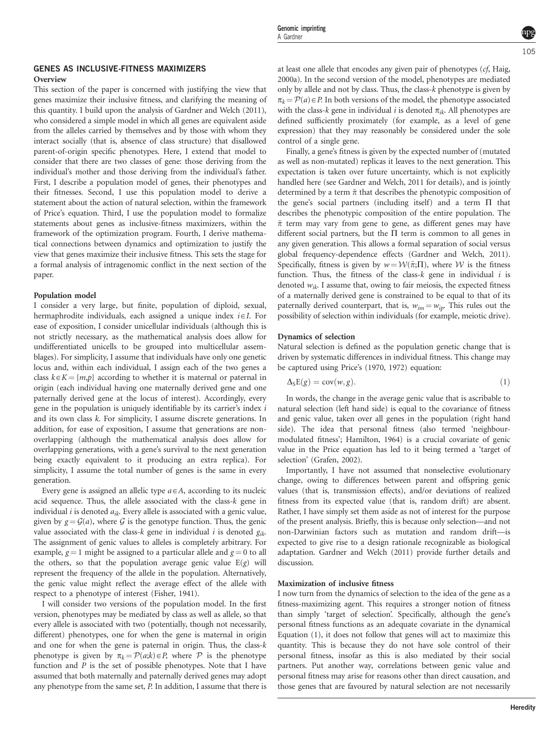## GENES AS INCLUSIVE-FITNESS MAXIMIZERS

### Overview

This section of the paper is concerned with justifying the view that genes maximize their inclusive fitness, and clarifying the meaning of this quantity. I build upon the analysis of Gardner and Welch (2011), who considered a simple model in which all genes are equivalent aside from the alleles carried by themselves and by those with whom they interact socially (that is, absence of class structure) that disallowed parent-of-origin specific phenotypes. Here, I extend that model to consider that there are two classes of gene: those deriving from the individual's mother and those deriving from the individual's father. First, I describe a population model of genes, their phenotypes and their fitnesses. Second, I use this population model to derive a statement about the action of natural selection, within the framework of Price's equation. Third, I use the population model to formalize statements about genes as inclusive-fitness maximizers, within the framework of the optimization program. Fourth, I derive mathematical connections between dynamics and optimization to justify the view that genes maximize their inclusive fitness. This sets the stage for a formal analysis of intragenomic conflict in the next section of the paper.

### Population model

I consider a very large, but finite, population of diploid, sexual, hermaphrodite individuals, each assigned a unique index $i \in I$. For ease of exposition, I consider unicellular individuals (although this is not strictly necessary, as the mathematical analysis does allow for undifferentiated unicells to be grouped into multicellular assemblages). For simplicity, I assume that individuals have only one genetic locus and, within each individual, I assign each of the two genes a class $k \in K = \{m, p\}$ according to whether it is maternal or paternal in origin (each individual having one maternally derived gene and one paternally derived gene at the locus of interest). Accordingly, every gene in the population is uniquely identifiable by its carrier's index $i$ and its own class $k$. For simplicity, I assume discrete generations. In addition, for ease of exposition, I assume that generations are non-overlapping (although the mathematical analysis does allow for overlapping generations, with a gene's survival to the next generation being exactly equivalent to it producing an extra replica). For simplicity, I assume the total number of genes is the same in every generation.

Every gene is assigned an allelic type $a \in A$, according to its nucleic acid sequence. Thus, the allele associated with the class-$k$ gene in individual $i$ is denoted $a_{ik}$. Every allele is associated with a genic value, given by $g = \mathcal{G}(a)$, where $\mathcal{G}$ is the genotype function. Thus, the genic value associated with the class-$k$ gene in individual $i$ is denoted $g_{ik}$. The assignment of genic values to alleles is completely arbitrary. For example, $g = 1$ might be assigned to a particular allele and $g = 0$ to all the others, so that the population average genic value $\mathrm{E}(g)$ will represent the frequency of the allele in the population. Alternatively, the genic value might reflect the average effect of the allele with respect to a phenotype of interest (Fisher, 1941).

I will consider two versions of the population model. In the first version, phenotypes may be mediated by class as well as allele, so that every allele is associated with two (potentially, though not necessarily, different) phenotypes, one for when the gene is maternal in origin and one for when the gene is paternal in origin. Thus, the class-$k$ phenotype is given by $\pi_k = \mathcal{P}(a;k) \in P$, where $\mathcal{P}$ is the phenotype function and $P$ is the set of possible phenotypes. Note that I have assumed that both maternally and paternally derived genes may adopt any phenotype from the same set, $P$. In addition, I assume that there is at least one allele that encodes any given pair of phenotypes (*cf*, Haig, 2000a). In the second version of the model, phenotypes are mediated only by allele and not by class. Thus, the class-$k$ phenotype is given by $\pi_k = \mathcal{P}(a) \in P$. In both versions of the model, the phenotype associated with the class-$k$ gene in individual $i$ is denoted $\pi_{ik}$. All phenotypes are defined sufficiently proximately (for example, as a level of gene expression) that they may reasonably be considered under the sole control of a single gene.

Finally, a gene's fitness is given by the expected number of (mutated as well as non-mutated) replicas it leaves to the next generation. This expectation is taken over future uncertainty, which is not explicitly handled here (see Gardner and Welch, 2011 for details), and is jointly determined by a term $\tilde{\pi}$ that describes the phenotypic composition of the gene's social partners (including itself) and a term $\Pi$ that describes the phenotypic composition of the entire population. The $\tilde{\pi}$ term may vary from gene to gene, as different genes may have different social partners, but the $\Pi$ term is common to all genes in any given generation. This allows a formal separation of social versus global frequency-dependence effects (Gardner and Welch, 2011). Specifically, fitness is given by $w = \mathcal{W}(\tilde{\pi};\Pi)$, where $\mathcal{W}$ is the fitness function. Thus, the fitness of the class-$k$ gene in individual $i$ is denoted $w_{ik}$. I assume that, owing to fair meiosis, the expected fitness of a maternally derived gene is constrained to be equal to that of its paternally derived counterpart, that is, $w_{im} = w_{ip}$. This rules out the possibility of selection within individuals (for example, meiotic drive).

### Dynamics of selection

Natural selection is defined as the population genetic change that is driven by systematic differences in individual fitness. This change may be captured using Price's (1970, 1972) equation:

$$\Delta_S \mathrm{E}(g) = \mathrm{cov}(w, g). \tag{1}$$

In words, the change in the average genic value that is ascribable to natural selection (left hand side) is equal to the covariance of fitness and genic value, taken over all genes in the population (right hand side). The idea that personal fitness (also termed 'neighbour-modulated fitness'; Hamilton, 1964) is a crucial covariate of genic value in the Price equation has led to it being termed a 'target of selection' (Grafen, 2002).

Importantly, I have not assumed that nonselective evolutionary change, owing to differences between parent and offspring genic values (that is, transmission effects), and/or deviations of realized fitness from its expected value (that is, random drift) are absent. Rather, I have simply set them aside as not of interest for the purpose of the present analysis. Briefly, this is because only selection—and not non-Darwinian factors such as mutation and random drift—is expected to give rise to a design rationale recognizable as biological adaptation. Gardner and Welch (2011) provide further details and discussion.

### Maximization of inclusive fitness

I now turn from the dynamics of selection to the idea of the gene as a fitness-maximizing agent. This requires a stronger notion of fitness than simply 'target of selection'. Specifically, although the gene's personal fitness functions as an adequate covariate in the dynamical Equation (1), it does not follow that genes will act to maximize this quantity. This is because they do not have sole control of their personal fitness, insofar as this is also mediated by their social partners. Put another way, correlations between genic value and personal fitness may arise for reasons other than direct causation, and those genes that are favoured by natural selection are not necessarily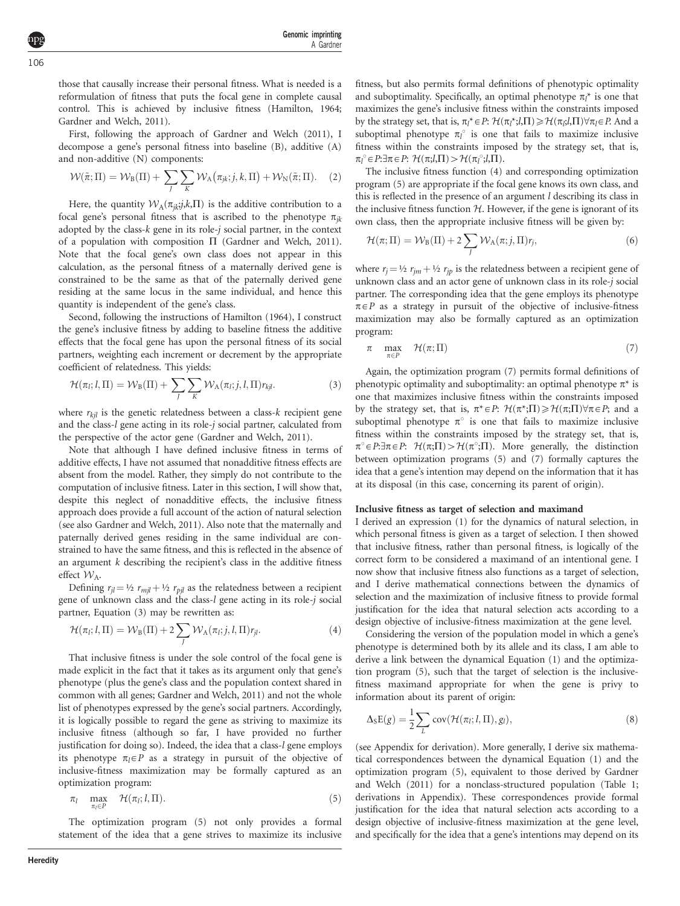those that causally increase their personal fitness. What is needed is a reformulation of fitness that puts the focal gene in complete causal control. This is achieved by inclusive fitness (Hamilton, 1964; Gardner and Welch, 2011).

First, following the approach of Gardner and Welch (2011), I decompose a gene's personal fitness into baseline (B), additive (A) and non-additive (N) components:

$$\mathcal{W}(\tilde{\pi};\Pi) = \mathcal{W}_{\rm B}(\Pi) + \sum_J \sum_K \mathcal{W}_{\rm A}(\pi_{jk};j,k,\Pi) + \mathcal{W}_{\rm N}(\tilde{\pi};\Pi). \quad (2)$$

Here, the quantity $\mathcal{W}_{\rm A}(\pi_{jk};j,k,\Pi)$ is the additive contribution to a focal gene's personal fitness that is ascribed to the phenotype $\pi_{jk}$ adopted by the class-$k$ gene in its role-$j$ social partner, in the context of a population with composition $\Pi$ (Gardner and Welch, 2011). Note that the focal gene's own class does not appear in this calculation, as the personal fitness of a maternally derived gene is constrained to be the same as that of the paternally derived gene residing at the same locus in the same individual, and hence this quantity is independent of the gene's class.

Second, following the instructions of Hamilton (1964), I construct the gene's inclusive fitness by adding to baseline fitness the additive effects that the focal gene has upon the personal fitness of its social partners, weighting each increment or decrement by the appropriate coefficient of relatedness. This yields:

$$\mathcal{H}(\pi_l;l,\Pi) = \mathcal{W}_{\rm B}(\Pi) + \sum_J \sum_K \mathcal{W}_{\rm A}(\pi_l;j,l,\Pi) r_{kjl}. \quad (3)$$

where $r_{kjl}$ is the genetic relatedness between a class-$k$ recipient gene and the class-$l$ gene acting in its role-$j$ social partner, calculated from the perspective of the actor gene (Gardner and Welch, 2011).

Note that although I have defined inclusive fitness in terms of additive effects, I have not assumed that nonadditive fitness effects are absent from the model. Rather, they simply do not contribute to the computation of inclusive fitness. Later in this section, I will show that, despite this neglect of nonadditive effects, the inclusive fitness approach does provide a full account of the action of natural selection (see also Gardner and Welch, 2011). Also note that the maternally and paternally derived genes residing in the same individual are constrained to have the same fitness, and this is reflected in the absence of an argument $k$ describing the recipient's class in the additive fitness effect $\mathcal{W}_{\rm A}$.

Defining $r_{jl} = \frac{1}{2}\, r_{mjl} + \frac{1}{2}\, r_{pjl}$ as the relatedness between a recipient gene of unknown class and the class-$l$ gene acting in its role-$j$ social partner, Equation (3) may be rewritten as:

$$\mathcal{H}(\pi_l;l,\Pi) = \mathcal{W}_{\rm B}(\Pi) + 2\sum_J \mathcal{W}_{\rm A}(\pi_l;j,l,\Pi) r_{jl}. \quad (4)$$

That inclusive fitness is under the sole control of the focal gene is made explicit in the fact that it takes as its argument only that gene's phenotype (plus the gene's class and the population context shared in common with all genes; Gardner and Welch, 2011) and not the whole list of phenotypes expressed by the gene's social partners. Accordingly, it is logically possible to regard the gene as striving to maximize its inclusive fitness (although so far, I have provided no further justification for doing so). Indeed, the idea that a class-$l$ gene employs its phenotype $\pi_l \in P$ as a strategy in pursuit of the objective of inclusive-fitness maximization may be formally captured as an optimization program:

$$\pi_l \quad \max_{\pi_l \in P} \quad \mathcal{H}(\pi_l;l,\Pi). \quad (5)$$

The optimization program (5) not only provides a formal statement of the idea that a gene strives to maximize its inclusive fitness, but also permits formal definitions of phenotypic optimality and suboptimality. Specifically, an optimal phenotype $\pi_l^*$ is one that maximizes the gene's inclusive fitness within the constraints imposed by the strategy set, that is, $\pi_l^* \in P$: $\mathcal{H}(\pi_l^*;l,\Pi) \geqslant \mathcal{H}(\pi_l;l,\Pi) \forall \pi_l \in P$. And a suboptimal phenotype $\pi_l^\circ$ is one that fails to maximize inclusive fitness within the constraints imposed by the strategy set, that is, $\pi_l^\circ \in P{:}\exists \pi \in P$: $\mathcal{H}(\pi;l,\Pi) > \mathcal{H}(\pi_l^\circ;l,\Pi)$.

The inclusive fitness function (4) and corresponding optimization program (5) are appropriate if the focal gene knows its own class, and this is reflected in the presence of an argument $l$ describing its class in the inclusive fitness function $\mathcal{H}$. However, if the gene is ignorant of its own class, then the appropriate inclusive fitness will be given by:

$$\mathcal{H}(\pi;\Pi) = \mathcal{W}_{\rm B}(\Pi) + 2\sum_J \mathcal{W}_{\rm A}(\pi;j,\Pi) r_j, \quad (6)$$

where $r_j = \frac{1}{2}\, r_{jm} + \frac{1}{2}\, r_{jp}$ is the relatedness between a recipient gene of unknown class and an actor gene of unknown class in its role-$j$ social partner. The corresponding idea that the gene employs its phenotype $\pi \in P$ as a strategy in pursuit of the objective of inclusive-fitness maximization may also be formally captured as an optimization program:

$$\pi \quad \max_{\pi \in P} \quad \mathcal{H}(\pi;\Pi) \quad (7)$$

Again, the optimization program (7) permits formal definitions of phenotypic optimality and suboptimality: an optimal phenotype $\pi^*$ is one that maximizes inclusive fitness within the constraints imposed by the strategy set, that is, $\pi^* \in P$: $\mathcal{H}(\pi^*;\Pi) \geqslant \mathcal{H}(\pi;\Pi) \forall \pi \in P$; and a suboptimal phenotype $\pi^\circ$ is one that fails to maximize inclusive fitness within the constraints imposed by the strategy set, that is, $\pi^\circ \in P{:}\exists \pi \in P$: $\mathcal{H}(\pi;\Pi) > \mathcal{H}(\pi^\circ;\Pi)$. More generally, the distinction between optimization programs (5) and (7) formally captures the idea that a gene's intention may depend on the information that it has at its disposal (in this case, concerning its parent of origin).

### Inclusive fitness as target of selection and maximand

I derived an expression (1) for the dynamics of natural selection, in which personal fitness is given as a target of selection. I then showed that inclusive fitness, rather than personal fitness, is logically of the correct form to be considered a maximand of an intentional gene. I now show that inclusive fitness also functions as a target of selection, and I derive mathematical connections between the dynamics of selection and the maximization of inclusive fitness to provide formal justification for the idea that natural selection acts according to a design objective of inclusive-fitness maximization at the gene level.

Considering the version of the population model in which a gene's phenotype is determined both by its allele and its class, I am able to derive a link between the dynamical Equation (1) and the optimization program (5), such that the target of selection is the inclusive-fitness maximand appropriate for when the gene is privy to information about its parent of origin:

$$\Delta_{\rm S}{\rm E}(g) = \frac{1}{2}\sum_L {\rm cov}(\mathcal{H}(\pi_l;l,\Pi), g_l), \quad (8)$$

(see Appendix for derivation). More generally, I derive six mathematical correspondences between the dynamical Equation (1) and the optimization program (5), equivalent to those derived by Gardner and Welch (2011) for a nonclass-structured population (Table 1; derivations in Appendix). These correspondences provide formal justification for the idea that natural selection acts according to a design objective of inclusive-fitness maximization at the gene level, and specifically for the idea that a gene's intentions may depend on its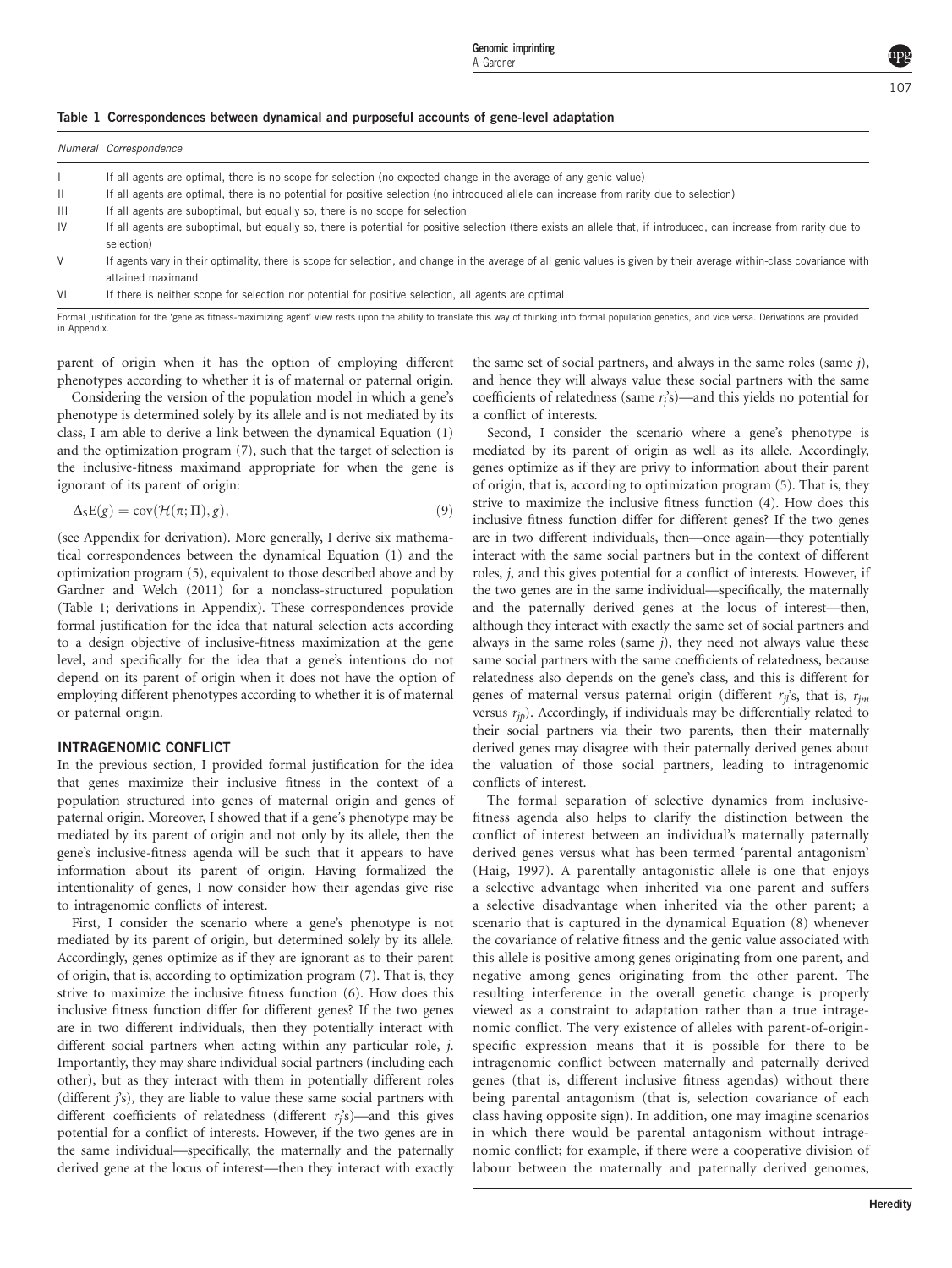**Table 1 Correspondences between dynamical and purposeful accounts of gene-level adaptation**

| *Numeral* | *Correspondence* |
|---|---|
| I | If all agents are optimal, there is no scope for selection (no expected change in the average of any genic value) |
| II | If all agents are optimal, there is no potential for positive selection (no introduced allele can increase from rarity due to selection) |
| III | If all agents are suboptimal, but equally so, there is no scope for selection |
| IV | If all agents are suboptimal, but equally so, there is potential for positive selection (there exists an allele that, if introduced, can increase from rarity due to selection) |
| V | If agents vary in their optimality, there is scope for selection, and change in the average of all genic values is given by their average within-class covariance with attained maximand |
| VI | If there is neither scope for selection nor potential for positive selection, all agents are optimal |

Formal justification for the 'gene as fitness-maximizing agent' view rests upon the ability to translate this way of thinking into formal population genetics, and vice versa. Derivations are provided in Appendix.

parent of origin when it has the option of employing different phenotypes according to whether it is of maternal or paternal origin.

Considering the version of the population model in which a gene's phenotype is determined solely by its allele and is not mediated by its class, I am able to derive a link between the dynamical Equation (1) and the optimization program (7), such that the target of selection is the inclusive-fitness maximand appropriate for when the gene is ignorant of its parent of origin:

$$\Delta_S E(g) = \text{cov}(\mathcal{H}(\pi;\Pi), g), \tag{9}$$

(see Appendix for derivation). More generally, I derive six mathematical correspondences between the dynamical Equation (1) and the optimization program (5), equivalent to those described above and by Gardner and Welch (2011) for a nonclass-structured population (Table 1; derivations in Appendix). These correspondences provide formal justification for the idea that natural selection acts according to a design objective of inclusive-fitness maximization at the gene level, and specifically for the idea that a gene's intentions do not depend on its parent of origin when it does not have the option of employing different phenotypes according to whether it is of maternal or paternal origin.

## INTRAGENOMIC CONFLICT

In the previous section, I provided formal justification for the idea that genes maximize their inclusive fitness in the context of a population structured into genes of maternal origin and genes of paternal origin. Moreover, I showed that if a gene's phenotype may be mediated by its parent of origin and not only by its allele, then the gene's inclusive-fitness agenda will be such that it appears to have information about its parent of origin. Having formalized the intentionality of genes, I now consider how their agendas give rise to intragenomic conflicts of interest.

First, I consider the scenario where a gene's phenotype is not mediated by its parent of origin, but determined solely by its allele. Accordingly, genes optimize as if they are ignorant as to their parent of origin, that is, according to optimization program (7). That is, they strive to maximize the inclusive fitness function (6). How does this inclusive fitness function differ for different genes? If the two genes are in two different individuals, then they potentially interact with different social partners when acting within any particular role, $j$. Importantly, they may share individual social partners (including each other), but as they interact with them in potentially different roles (different $j$'s), they are liable to value these same social partners with different coefficients of relatedness (different $r_j$'s)—and this gives potential for a conflict of interests. However, if the two genes are in the same individual—specifically, the maternally and the paternally derived gene at the locus of interest—then they interact with exactly the same set of social partners, and always in the same roles (same $j$), and hence they will always value these social partners with the same coefficients of relatedness (same $r_j$'s)—and this yields no potential for a conflict of interests.

Second, I consider the scenario where a gene's phenotype is mediated by its parent of origin as well as its allele. Accordingly, genes optimize as if they are privy to information about their parent of origin, that is, according to optimization program (5). That is, they strive to maximize the inclusive fitness function (4). How does this inclusive fitness function differ for different genes? If the two genes are in two different individuals, then—once again—they potentially interact with the same social partners but in the context of different roles, $j$, and this gives potential for a conflict of interests. However, if the two genes are in the same individual—specifically, the maternally and the paternally derived genes at the locus of interest—then, although they interact with exactly the same set of social partners and always in the same roles (same $j$), they need not always value these same social partners with the same coefficients of relatedness, because relatedness also depends on the gene's class, and this is different for genes of maternal versus paternal origin (different $r_{jI}$'s, that is, $r_{jm}$ versus $r_{jp}$). Accordingly, if individuals may be differentially related to their social partners via their two parents, then their maternally derived genes may disagree with their paternally derived genes about the valuation of those social partners, leading to intragenomic conflicts of interest.

The formal separation of selective dynamics from inclusive-fitness agenda also helps to clarify the distinction between the conflict of interest between an individual's maternally paternally derived genes versus what has been termed 'parental antagonism' (Haig, 1997). A parentally antagonistic allele is one that enjoys a selective advantage when inherited via one parent and suffers a selective disadvantage when inherited via the other parent; a scenario that is captured in the dynamical Equation (8) whenever the covariance of relative fitness and the genic value associated with this allele is positive among genes originating from one parent, and negative among genes originating from the other parent. The resulting interference in the overall genetic change is properly viewed as a constraint to adaptation rather than a true intragenomic conflict. The very existence of alleles with parent-of-origin-specific expression means that it is possible for there to be intragenomic conflict between maternally and paternally derived genes (that is, different inclusive fitness agendas) without there being parental antagonism (that is, selection covariance of each class having opposite sign). In addition, one may imagine scenarios in which there would be parental antagonism without intragenomic conflict; for example, if there were a cooperative division of labour between the maternally and paternally derived genomes,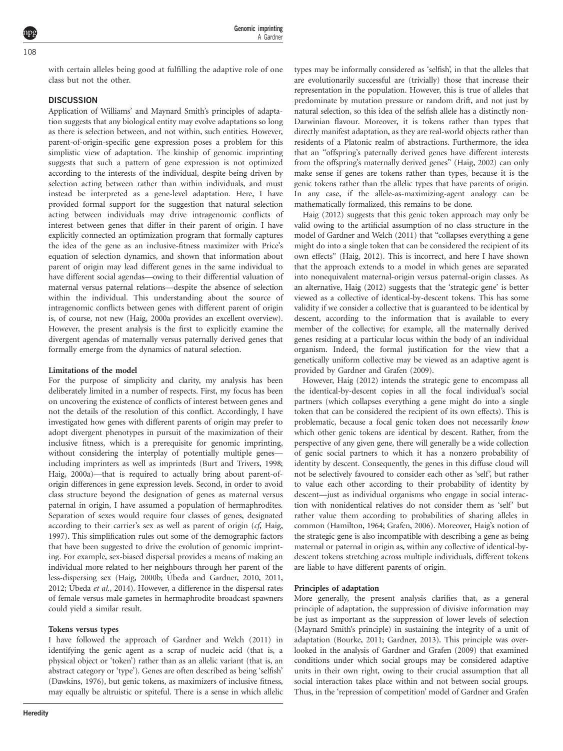with certain alleles being good at fulfilling the adaptive role of one class but not the other.

## DISCUSSION

Application of Williams' and Maynard Smith's principles of adaptation suggests that any biological entity may evolve adaptations so long as there is selection between, and not within, such entities. However, parent-of-origin-specific gene expression poses a problem for this simplistic view of adaptation. The kinship of genomic imprinting suggests that such a pattern of gene expression is not optimized according to the interests of the individual, despite being driven by selection acting between rather than within individuals, and must instead be interpreted as a gene-level adaptation. Here, I have provided formal support for the suggestion that natural selection acting between individuals may drive intragenomic conflicts of interest between genes that differ in their parent of origin. I have explicitly connected an optimization program that formally captures the idea of the gene as an inclusive-fitness maximizer with Price's equation of selection dynamics, and shown that information about parent of origin may lead different genes in the same individual to have different social agendas—owing to their differential valuation of maternal versus paternal relations—despite the absence of selection within the individual. This understanding about the source of intragenomic conflicts between genes with different parent of origin is, of course, not new (Haig, 2000a provides an excellent overview). However, the present analysis is the first to explicitly examine the divergent agendas of maternally versus paternally derived genes that formally emerge from the dynamics of natural selection.

### Limitations of the model

For the purpose of simplicity and clarity, my analysis has been deliberately limited in a number of respects. First, my focus has been on uncovering the existence of conflicts of interest between genes and not the details of the resolution of this conflict. Accordingly, I have investigated how genes with different parents of origin may prefer to adopt divergent phenotypes in pursuit of the maximization of their inclusive fitness, which is a prerequisite for genomic imprinting, without considering the interplay of potentially multiple genes—including imprinters as well as imprinteds (Burt and Trivers, 1998; Haig, 2000a)—that is required to actually bring about parent-of-origin differences in gene expression levels. Second, in order to avoid class structure beyond the designation of genes as maternal versus paternal in origin, I have assumed a population of hermaphrodites. Separation of sexes would require four classes of genes, designated according to their carrier's sex as well as parent of origin (*cf*, Haig, 1997). This simplification rules out some of the demographic factors that have been suggested to drive the evolution of genomic imprinting. For example, sex-biased dispersal provides a means of making an individual more related to her neighbours through her parent of the less-dispersing sex (Haig, 2000b; Úbeda and Gardner, 2010, 2011, 2012; Úbeda *et al.*, 2014). However, a difference in the dispersal rates of female versus male gametes in hermaphrodite broadcast spawners could yield a similar result.

### Tokens versus types

I have followed the approach of Gardner and Welch (2011) in identifying the genic agent as a scrap of nucleic acid (that is, a physical object or 'token') rather than as an allelic variant (that is, an abstract category or 'type'). Genes are often described as being 'selfish' (Dawkins, 1976), but genic tokens, as maximizers of inclusive fitness, may equally be altruistic or spiteful. There is a sense in which allelic types may be informally considered as 'selfish', in that the alleles that are evolutionarily successful are (trivially) those that increase their representation in the population. However, this is true of alleles that predominate by mutation pressure or random drift, and not just by natural selection, so this idea of the selfish allele has a distinctly non-Darwinian flavour. Moreover, it is tokens rather than types that directly manifest adaptation, as they are real-world objects rather than residents of a Platonic realm of abstractions. Furthermore, the idea that an "offspring's paternally derived genes have different interests from the offspring's maternally derived genes" (Haig, 2002) can only make sense if genes are tokens rather than types, because it is the genic tokens rather than the allelic types that have parents of origin. In any case, if the allele-as-maximizing-agent analogy can be mathematically formalized, this remains to be done.

Haig (2012) suggests that this genic token approach may only be valid owing to the artificial assumption of no class structure in the model of Gardner and Welch (2011) that "collapses everything a gene might do into a single token that can be considered the recipient of its own effects" (Haig, 2012). This is incorrect, and here I have shown that the approach extends to a model in which genes are separated into nonequivalent maternal-origin versus paternal-origin classes. As an alternative, Haig (2012) suggests that the 'strategic gene' is better viewed as a collective of identical-by-descent tokens. This has some validity if we consider a collective that is guaranteed to be identical by descent, according to the information that is available to every member of the collective; for example, all the maternally derived genes residing at a particular locus within the body of an individual organism. Indeed, the formal justification for the view that a genetically uniform collective may be viewed as an adaptive agent is provided by Gardner and Grafen (2009).

However, Haig (2012) intends the strategic gene to encompass all the identical-by-descent copies in all the focal individual's social partners (which collapses everything a gene might do into a single token that can be considered the recipient of its own effects). This is problematic, because a focal genic token does not necessarily *know* which other genic tokens are identical by descent. Rather, from the perspective of any given gene, there will generally be a wide collection of genic social partners to which it has a nonzero probability of identity by descent. Consequently, the genes in this diffuse cloud will not be selectively favoured to consider each other as 'self', but rather to value each other according to their probability of identity by descent—just as individual organisms who engage in social interaction with nonidentical relatives do not consider them as 'self' but rather value them according to probabilities of sharing alleles in common (Hamilton, 1964; Grafen, 2006). Moreover, Haig's notion of the strategic gene is also incompatible with describing a gene as being maternal or paternal in origin as, within any collective of identical-by-descent tokens stretching across multiple individuals, different tokens are liable to have different parents of origin.

### Principles of adaptation

More generally, the present analysis clarifies that, as a general principle of adaptation, the suppression of divisive information may be just as important as the suppression of lower levels of selection (Maynard Smith's principle) in sustaining the integrity of a unit of adaptation (Bourke, 2011; Gardner, 2013). This principle was overlooked in the analysis of Gardner and Grafen (2009) that examined conditions under which social groups may be considered adaptive units in their own right, owing to their crucial assumption that all social interaction takes place within and not between social groups. Thus, in the 'repression of competition' model of Gardner and Grafen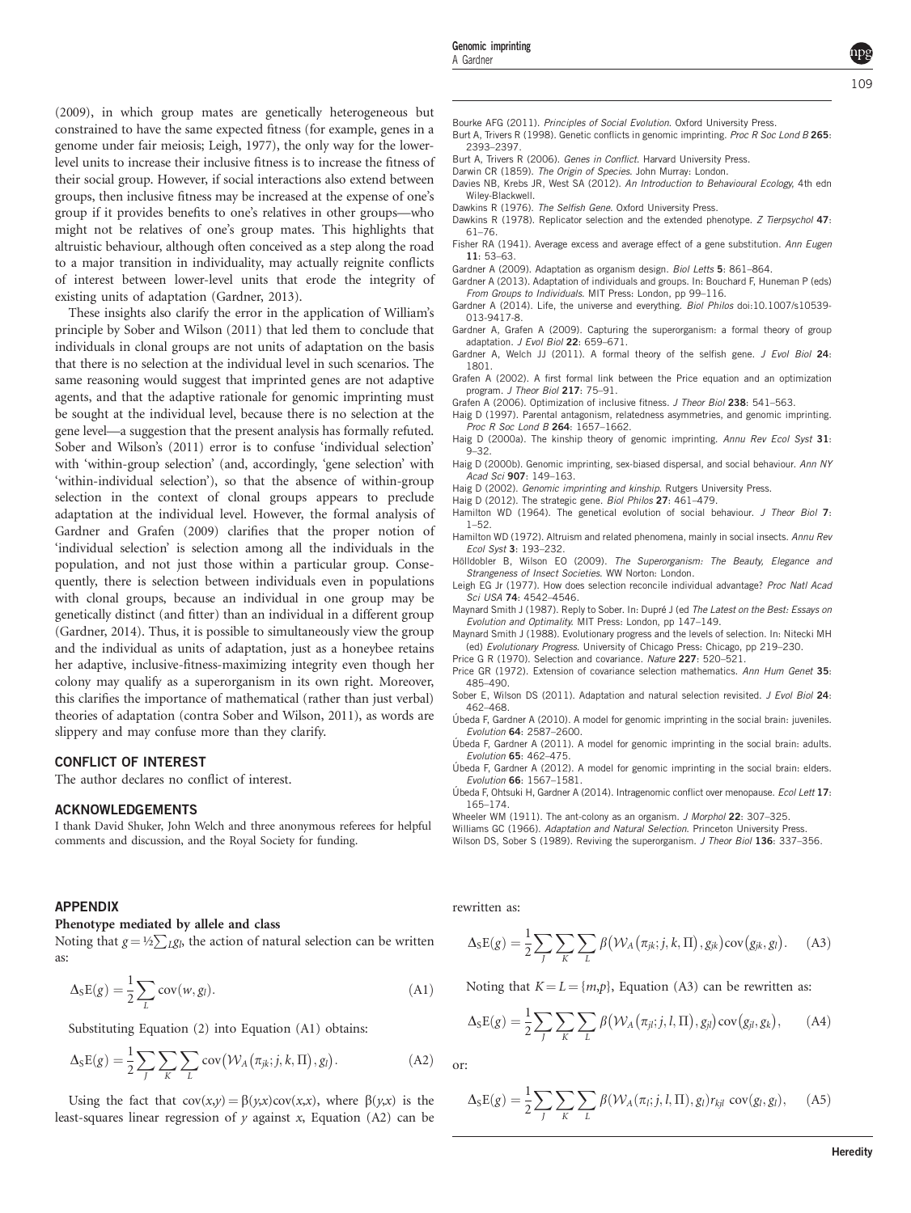(2009), in which group mates are genetically heterogeneous but constrained to have the same expected fitness (for example, genes in a genome under fair meiosis; Leigh, 1977), the only way for the lower-level units to increase their inclusive fitness is to increase the fitness of their social group. However, if social interactions also extend between groups, then inclusive fitness may be increased at the expense of one's group if it provides benefits to one's relatives in other groups—who might not be relatives of one's group mates. This highlights that altruistic behaviour, although often conceived as a step along the road to a major transition in individuality, may actually reignite conflicts of interest between lower-level units that erode the integrity of existing units of adaptation (Gardner, 2013).

These insights also clarify the error in the application of William's principle by Sober and Wilson (2011) that led them to conclude that individuals in clonal groups are not units of adaptation on the basis that there is no selection at the individual level in such scenarios. The same reasoning would suggest that imprinted genes are not adaptive agents, and that the adaptive rationale for genomic imprinting must be sought at the individual level, because there is no selection at the gene level—a suggestion that the present analysis has formally refuted. Sober and Wilson's (2011) error is to confuse 'individual selection' with 'within-group selection' (and, accordingly, 'gene selection' with 'within-individual selection'), so that the absence of within-group selection in the context of clonal groups appears to preclude adaptation at the individual level. However, the formal analysis of Gardner and Grafen (2009) clarifies that the proper notion of 'individual selection' is selection among all the individuals in the population, and not just those within a particular group. Consequently, there is selection between individuals even in populations with clonal groups, because an individual in one group may be genetically distinct (and fitter) than an individual in a different group (Gardner, 2014). Thus, it is possible to simultaneously view the group and the individual as units of adaptation, just as a honeybee retains her adaptive, inclusive-fitness-maximizing integrity even though her colony may qualify as a superorganism in its own right. Moreover, this clarifies the importance of mathematical (rather than just verbal) theories of adaptation (contra Sober and Wilson, 2011), as words are slippery and may confuse more than they clarify.

## CONFLICT OF INTEREST

The author declares no conflict of interest.

## ACKNOWLEDGEMENTS

I thank David Shuker, John Welch and three anonymous referees for helpful comments and discussion, and the Royal Society for funding.

Bourke AFG (2011). *Principles of Social Evolution*. Oxford University Press.
Burt A, Trivers R (1998). Genetic conflicts in genomic imprinting. *Proc R Soc Lond B* **265**: 2393–2397.
Burt A, Trivers R (2006). *Genes in Conflict*. Harvard University Press.
Darwin CR (1859). *The Origin of Species*. John Murray: London.
Davies NB, Krebs JR, West SA (2012). *An Introduction to Behavioural Ecology*, 4th edn Wiley-Blackwell.
Dawkins R (1976). *The Selfish Gene*. Oxford University Press.
Dawkins R (1978). Replicator selection and the extended phenotype. *Z Tierpsychol* **47**: 61–76.
Fisher RA (1941). Average excess and average effect of a gene substitution. *Ann Eugen* **11**: 53–63.
Gardner A (2009). Adaptation as organism design. *Biol Letts* **5**: 861–864.
Gardner A (2013). Adaptation of individuals and groups. In: Bouchard F, Huneman P (eds) *From Groups to Individuals*. MIT Press: London, pp 99–116.
Gardner A (2014). Life, the universe and everything. *Biol Philos* doi:10.1007/s10539-013-9417-8.
Gardner A, Grafen A (2009). Capturing the superorganism: a formal theory of group adaptation. *J Evol Biol* **22**: 659–671.
Gardner A, Welch JJ (2011). A formal theory of the selfish gene. *J Evol Biol* **24**: 1801.
Grafen A (2002). A first formal link between the Price equation and an optimization program. *J Theor Biol* **217**: 75–91.
Grafen A (2006). Optimization of inclusive fitness. *J Theor Biol* **238**: 541–563.
Haig D (1997). Parental antagonism, relatedness asymmetries, and genomic imprinting. *Proc R Soc Lond B* **264**: 1657–1662.
Haig D (2000a). The kinship theory of genomic imprinting. *Annu Rev Ecol Syst* **31**: 9–32.
Haig D (2000b). Genomic imprinting, sex-biased dispersal, and social behaviour. *Ann NY Acad Sci* **907**: 149–163.
Haig D (2002). *Genomic imprinting and kinship*. Rutgers University Press.
Haig D (2012). The strategic gene. *Biol Philos* **27**: 461–479.
Hamilton WD (1964). The genetical evolution of social behaviour. *J Theor Biol* **7**: 1–52.
Hamilton WD (1972). Altruism and related phenomena, mainly in social insects. *Annu Rev Ecol Syst* **3**: 193–232.
Hölldobler B, Wilson EO (2009). *The Superorganism: The Beauty, Elegance and Strangeness of Insect Societies*. WW Norton: London.
Leigh EG Jr (1977). How does selection reconcile individual advantage? *Proc Natl Acad Sci USA* **74**: 4542–4546.
Maynard Smith J (1987). Reply to Sober. In: Dupré J (ed *The Latest on the Best: Essays on Evolution and Optimality*. MIT Press: London, pp 147–149.
Maynard Smith J (1988). Evolutionary progress and the levels of selection. In: Nitecki MH (ed) *Evolutionary Progress*. University of Chicago Press: Chicago, pp 219–230.
Price G R (1970). Selection and covariance. *Nature* **227**: 520–521.
Price GR (1972). Extension of covariance selection mathematics. *Ann Hum Genet* **35**: 485–490.
Sober E, Wilson DS (2011). Adaptation and natural selection revisited. *J Evol Biol* **24**: 462–468.
Úbeda F, Gardner A (2010). A model for genomic imprinting in the social brain: juveniles. *Evolution* **64**: 2587–2600.
Úbeda F, Gardner A (2011). A model for genomic imprinting in the social brain: adults. *Evolution* **65**: 462–475.
Úbeda F, Gardner A (2012). A model for genomic imprinting in the social brain: elders. *Evolution* **66**: 1567–1581.
Úbeda F, Ohtsuki H, Gardner A (2014). Intragenomic conflict over menopause. *Ecol Lett* **17**: 165–174.
Wheeler WM (1911). The ant-colony as an organism. *J Morphol* **22**: 307–325.
Williams GC (1966). *Adaptation and Natural Selection*. Princeton University Press.
Wilson DS, Sober S (1989). Reviving the superorganism. *J Theor Biol* **136**: 337–356.

## APPENDIX

### Phenotype mediated by allele and class

Noting that $g = ½\sum_L g_l$, the action of natural selection can be written as:

$$\Delta_S \mathrm{E}(g) = \frac{1}{2}\sum_L \mathrm{cov}(w, g_l). \tag{A1}$$

Substituting Equation (2) into Equation (A1) obtains:

$$\Delta_S \mathrm{E}(g) = \frac{1}{2}\sum_J \sum_K \sum_L \mathrm{cov}\big(\mathcal{W}_A(\pi_{jk}; j, k, \Pi), g_l\big). \tag{A2}$$

Using the fact that $\mathrm{cov}(x,y) = \beta(y,x)\mathrm{cov}(x,x)$, where $\beta(y,x)$ is the least-squares linear regression of $y$ against $x$, Equation (A2) can be rewritten as:

$$\Delta_S \mathrm{E}(g) = \frac{1}{2}\sum_J \sum_K \sum_L \beta\big(\mathcal{W}_A(\pi_{jk}; j, k, \Pi), g_{jk}\big)\mathrm{cov}\big(g_{jk}, g_l\big). \tag{A3}$$

Noting that $K = L = \{m,p\}$, Equation (A3) can be rewritten as:

$$\Delta_S \mathrm{E}(g) = \frac{1}{2}\sum_J \sum_K \sum_L \beta\big(\mathcal{W}_A(\pi_{jl}; j, l, \Pi), g_{jl}\big)\mathrm{cov}\big(g_{jl}, g_k\big), \tag{A4}$$

or:

$$\Delta_S \mathrm{E}(g) = \frac{1}{2}\sum_J \sum_K \sum_L \beta(\mathcal{W}_A(\pi_l; j, l, \Pi), g_l) r_{kjl}\ \mathrm{cov}(g_l, g_l), \tag{A5}$$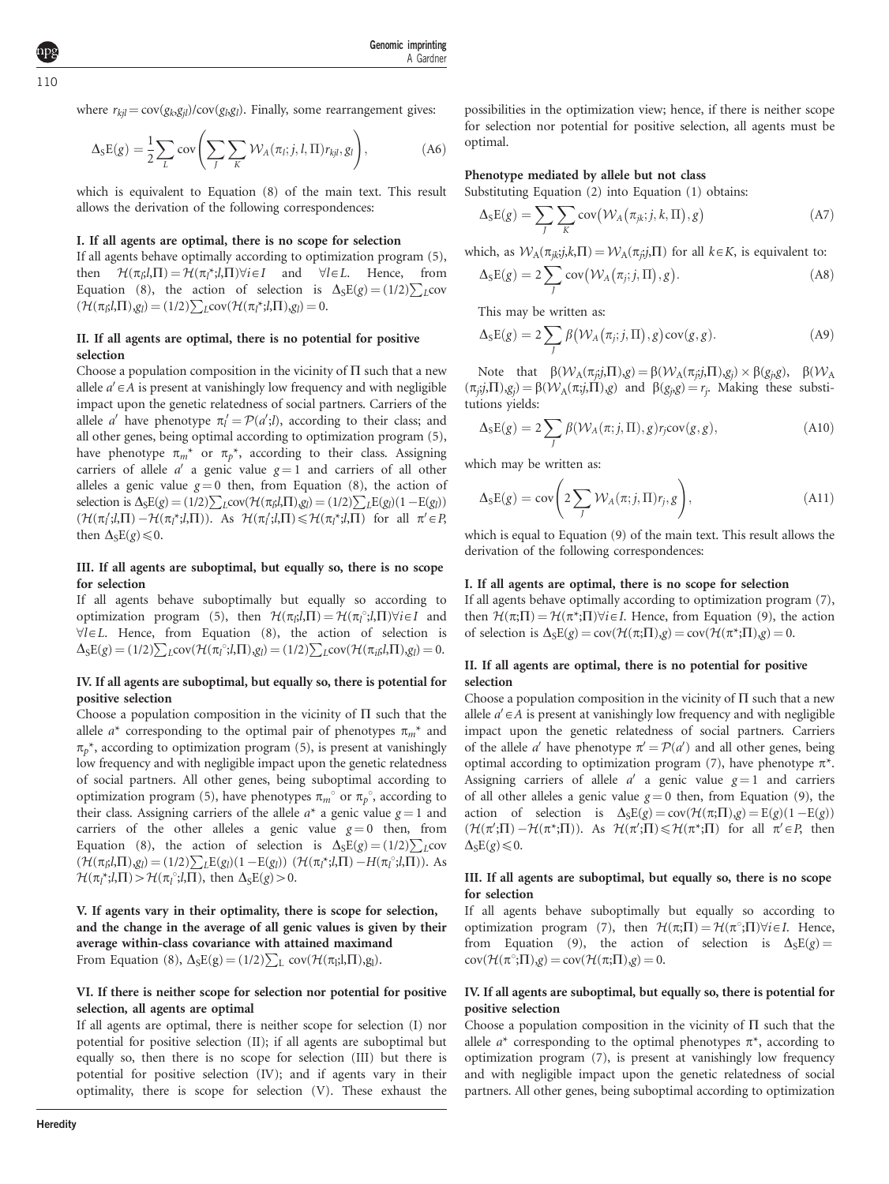where $r_{kjl} = \text{cov}(g_k, g_{jl})/\text{cov}(g_l, g_l)$. Finally, some rearrangement gives:

$$\Delta_S E(g) = \frac{1}{2}\sum_L \text{cov}\left(\sum_J \sum_K \mathcal{W}_A(\pi_l; j, l, \Pi) r_{kjl}, g_l\right), \tag{A6}$$

which is equivalent to Equation (8) of the main text. This result allows the derivation of the following correspondences:

#### I. If all agents are optimal, there is no scope for selection

If all agents behave optimally according to optimization program (5), then $\mathcal{H}(\pi_i; l, \Pi) = \mathcal{H}(\pi_l^*; l, \Pi) \forall i \in I$ and $\forall l \in L$. Hence, from Equation (8), the action of selection is $\Delta_S E(g) = (1/2)\sum_L \text{cov}(\mathcal{H}(\pi_i; l, \Pi), g_l) = (1/2)\sum_L \text{cov}(\mathcal{H}(\pi_l^*; l, \Pi), g_l) = 0$.

#### II. If all agents are optimal, there is no potential for positive selection

Choose a population composition in the vicinity of $\Pi$ such that a new allele $a' \in A$ is present at vanishingly low frequency and with negligible impact upon the genetic relatedness of social partners. Carriers of the allele $a'$ have phenotype $\pi_l' = \mathcal{P}(a'; l)$, according to their class; and all other genes, being optimal according to optimization program (5), have phenotype $\pi_m^*$ or $\pi_p^*$, according to their class. Assigning carriers of allele $a'$ a genic value $g = 1$ and carriers of all other alleles a genic value $g = 0$ then, from Equation (8), the action of selection is $\Delta_S E(g) = (1/2)\sum_L \text{cov}(\mathcal{H}(\pi_l; l, \Pi), g_l) = (1/2)\sum_L E(g_l)(1 - E(g_l))(\mathcal{H}(\pi_l'; l, \Pi) - \mathcal{H}(\pi_l^*; l, \Pi))$. As $\mathcal{H}(\pi_l'; l, \Pi) \leqslant \mathcal{H}(\pi_l^*; l, \Pi)$ for all $\pi' \in P$, then $\Delta_S E(g) \leqslant 0$.

#### III. If all agents are suboptimal, but equally so, there is no scope for selection

If all agents behave suboptimally but equally so according to optimization program (5), then $\mathcal{H}(\pi_i; l, \Pi) = \mathcal{H}(\pi_l^\circ; l, \Pi) \forall i \in I$ and $\forall l \in L$. Hence, from Equation (8), the action of selection is $\Delta_S E(g) = (1/2)\sum_L \text{cov}(\mathcal{H}(\pi_l^\circ; l, \Pi), g_l) = (1/2)\sum_L \text{cov}(\mathcal{H}(\pi_i; l, \Pi), g_l) = 0$.

#### IV. If all agents are suboptimal, but equally so, there is potential for positive selection

Choose a population composition in the vicinity of $\Pi$ such that the allele $a^*$ corresponding to the optimal pair of phenotypes $\pi_m^*$ and $\pi_p^*$, according to optimization program (5), is present at vanishingly low frequency and with negligible impact upon the genetic relatedness of social partners. All other genes, being suboptimal according to optimization program (5), have phenotypes $\pi_m^\circ$ or $\pi_p^\circ$, according to their class. Assigning carriers of the allele $a^*$ a genic value $g = 1$ and carriers of the other alleles a genic value $g = 0$ then, from Equation (8), the action of selection is $\Delta_S E(g) = (1/2)\sum_L \text{cov}(\mathcal{H}(\pi_l; l, \Pi), g_l) = (1/2)\sum_L E(g_l)(1 - E(g_l))(\mathcal{H}(\pi_l^*; l, \Pi) - H(\pi_l^\circ; l, \Pi))$. As $\mathcal{H}(\pi_l^*; l, \Pi) > \mathcal{H}(\pi_l^\circ; l, \Pi)$, then $\Delta_S E(g) > 0$.

#### V. If agents vary in their optimality, there is scope for selection, and the change in the average of all genic values is given by their average within-class covariance with attained maximand

From Equation (8), $\Delta_S E(g) = (1/2)\sum_L \text{cov}(\mathcal{H}(\pi_l; l, \Pi), g_l)$.

#### VI. If there is neither scope for selection nor potential for positive selection, all agents are optimal

If all agents are optimal, there is neither scope for selection (I) nor potential for positive selection (II); if all agents are suboptimal but equally so, then there is no scope for selection (III) but there is potential for positive selection (IV); and if agents vary in their optimality, there is scope for selection (V). These exhaust the possibilities in the optimization view; hence, if there is neither scope for selection nor potential for positive selection, all agents must be optimal.

### Phenotype mediated by allele but not class

Substituting Equation (2) into Equation (1) obtains:

$$\Delta_S E(g) = \sum_J \sum_K \text{cov}\big(\mathcal{W}_A(\pi_{jk}; j, k, \Pi), g\big) \tag{A7}$$

which, as $\mathcal{W}_A(\pi_{jk}; j, k, \Pi) = \mathcal{W}_A(\pi_j; j, \Pi)$ for all $k \in K$, is equivalent to:

$$\Delta_S E(g) = 2\sum_J \text{cov}\big(\mathcal{W}_A(\pi_j; j, \Pi), g\big). \tag{A8}$$

This may be written as:

$$\Delta_S E(g) = 2\sum_J \beta\big(\mathcal{W}_A(\pi_j; j, \Pi), g\big)\text{cov}(g, g). \tag{A9}$$

Note that $\beta(\mathcal{W}_A(\pi_j; j, \Pi), g) = \beta(\mathcal{W}_A(\pi_j; j, \Pi), g_j) \times \beta(g_j, g)$, $\beta(\mathcal{W}_A(\pi_j; j, \Pi), g_j) = \beta(\mathcal{W}_A(\pi; j, \Pi), g)$ and $\beta(g_j, g) = r_j$. Making these substitutions yields:

$$\Delta_S E(g) = 2\sum_J \beta(\mathcal{W}_A(\pi; j, \Pi), g) r_j \text{cov}(g, g), \tag{A10}$$

which may be written as:

$$\Delta_S E(g) = \text{cov}\left(2\sum_J \mathcal{W}_A(\pi; j, \Pi) r_j, g\right), \tag{A11}$$

which is equal to Equation (9) of the main text. This result allows the derivation of the following correspondences:

#### I. If all agents are optimal, there is no scope for selection

If all agents behave optimally according to optimization program (7), then $\mathcal{H}(\pi; \Pi) = \mathcal{H}(\pi^*; \Pi) \forall i \in I$. Hence, from Equation (9), the action of selection is $\Delta_S E(g) = \text{cov}(\mathcal{H}(\pi; \Pi), g) = \text{cov}(\mathcal{H}(\pi^*; \Pi), g) = 0$.

#### II. If all agents are optimal, there is no potential for positive selection

Choose a population composition in the vicinity of $\Pi$ such that a new allele $a' \in A$ is present at vanishingly low frequency and with negligible impact upon the genetic relatedness of social partners. Carriers of the allele $a'$ have phenotype $\pi' = \mathcal{P}(a')$ and all other genes, being optimal according to optimization program (7), have phenotype $\pi^*$. Assigning carriers of allele $a'$ a genic value $g = 1$ and carriers of all other alleles a genic value $g = 0$ then, from Equation (9), the action of selection is $\Delta_S E(g) = \text{cov}(\mathcal{H}(\pi; \Pi), g) = E(g)(1 - E(g))(\mathcal{H}(\pi'; \Pi) - \mathcal{H}(\pi^*; \Pi))$. As $\mathcal{H}(\pi'; \Pi) \leqslant \mathcal{H}(\pi^*; \Pi)$ for all $\pi' \in P$, then $\Delta_S E(g) \leqslant 0$.

#### III. If all agents are suboptimal, but equally so, there is no scope for selection

If all agents behave suboptimally but equally so according to optimization program (7), then $\mathcal{H}(\pi; \Pi) = \mathcal{H}(\pi^\circ; \Pi) \forall i \in I$. Hence, from Equation (9), the action of selection is $\Delta_S E(g) = \text{cov}(\mathcal{H}(\pi^\circ; \Pi), g) = \text{cov}(\mathcal{H}(\pi; \Pi), g) = 0$.

#### IV. If all agents are suboptimal, but equally so, there is potential for positive selection

Choose a population composition in the vicinity of $\Pi$ such that the allele $a^*$ corresponding to the optimal phenotypes $\pi^*$, according to optimization program (7), is present at vanishingly low frequency and with negligible impact upon the genetic relatedness of social partners. All other genes, being suboptimal according to optimization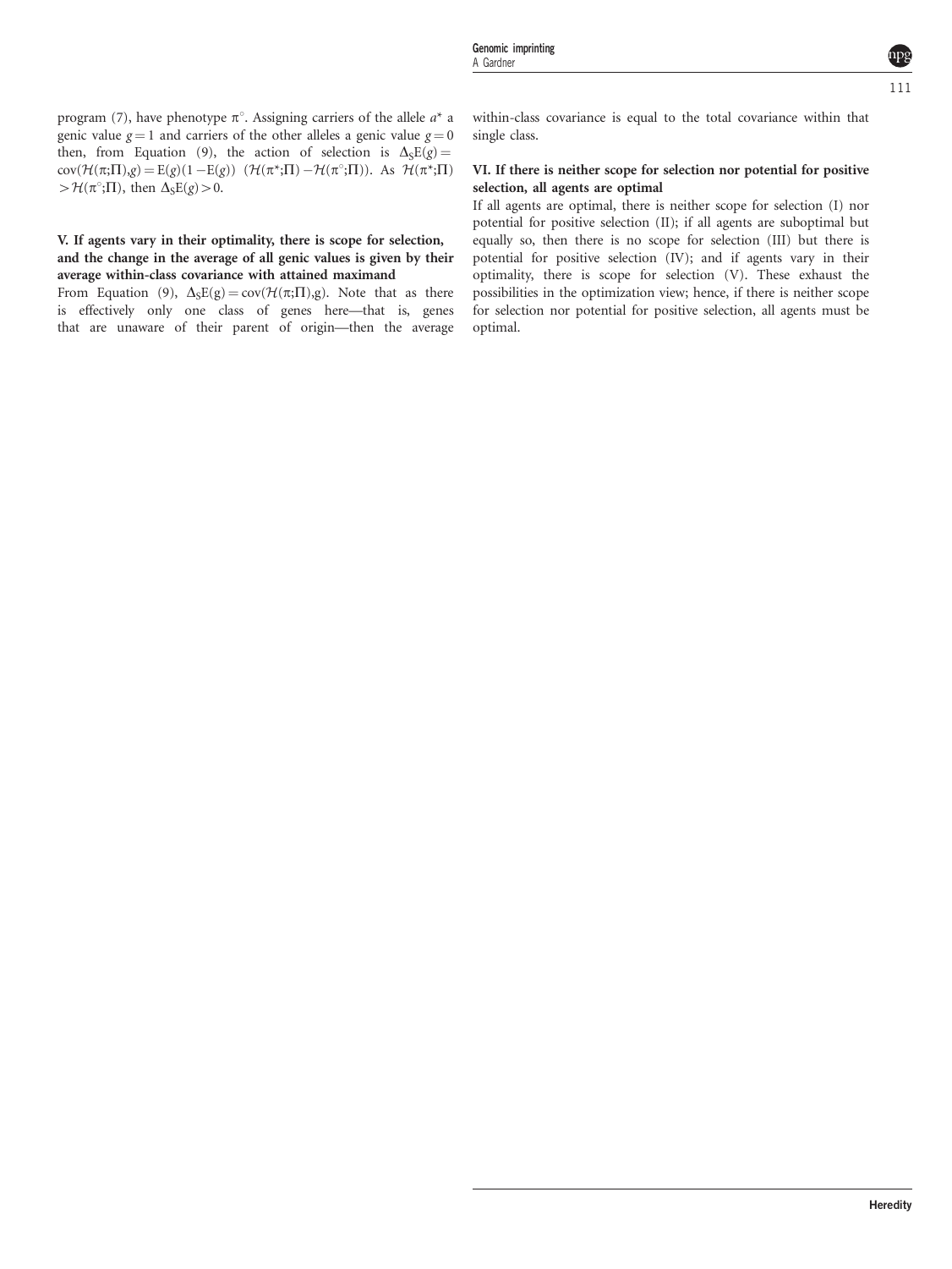program (7), have phenotype $\pi^\circ$. Assigning carriers of the allele $a^\star$ a genic value $g=1$ and carriers of the other alleles a genic value $g=0$ then, from Equation (9), the action of selection is $\Delta_S E(g) = \text{cov}(\mathcal{H}(\pi;\Pi),g) = E(g)(1-E(g))\ (\mathcal{H}(\pi^\star;\Pi) - \mathcal{H}(\pi^\circ;\Pi))$. As $\mathcal{H}(\pi^\star;\Pi) > \mathcal{H}(\pi^\circ;\Pi)$, then $\Delta_S E(g) > 0$.

### V. If agents vary in their optimality, there is scope for selection, and the change in the average of all genic values is given by their average within-class covariance with attained maximand

From Equation (9), $\Delta_S E(g) = \text{cov}(\mathcal{H}(\pi;\Pi),g)$. Note that as there is effectively only one class of genes here—that is, genes that are unaware of their parent of origin—then the average within-class covariance is equal to the total covariance within that single class.

### VI. If there is neither scope for selection nor potential for positive selection, all agents are optimal

If all agents are optimal, there is neither scope for selection (I) nor potential for positive selection (II); if all agents are suboptimal but equally so, then there is no scope for selection (III) but there is potential for positive selection (IV); and if agents vary in their optimality, there is scope for selection (V). These exhaust the possibilities in the optimization view; hence, if there is neither scope for selection nor potential for positive selection, all agents must be optimal.